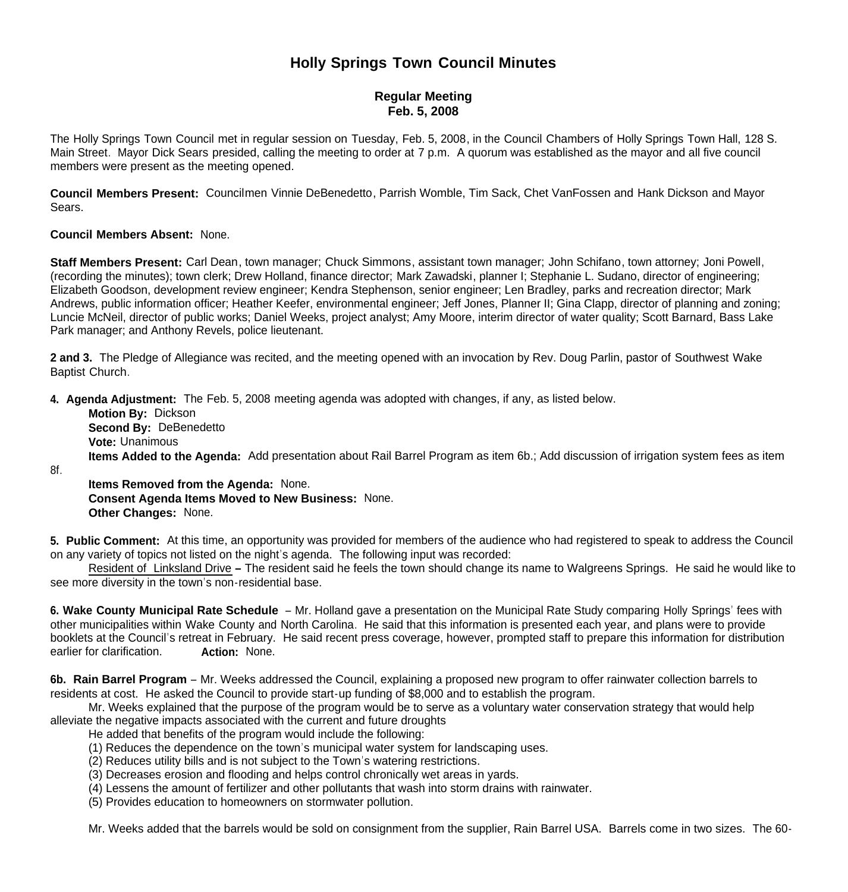# Holly Springs Town Council Minutes

## Regular Meeting
## Feb. 5, 2008

The Holly Springs Town Council met in regular session on Tuesday, Feb. 5, 2008, in the Council Chambers of Holly Springs Town Hall, 128 S. Main Street. Mayor Dick Sears presided, calling the meeting to order at 7 p.m. A quorum was established as the mayor and all five council members were present as the meeting opened.

**Council Members Present:** Councilmen Vinnie DeBenedetto, Parrish Womble, Tim Sack, Chet VanFossen and Hank Dickson and Mayor Sears.

**Council Members Absent:** None.

**Staff Members Present:** Carl Dean, town manager; Chuck Simmons, assistant town manager; John Schifano, town attorney; Joni Powell, (recording the minutes); town clerk; Drew Holland, finance director; Mark Zawadski, planner I; Stephanie L. Sudano, director of engineering; Elizabeth Goodson, development review engineer; Kendra Stephenson, senior engineer; Len Bradley, parks and recreation director; Mark Andrews, public information officer; Heather Keefer, environmental engineer; Jeff Jones, Planner II; Gina Clapp, director of planning and zoning; Luncie McNeil, director of public works; Daniel Weeks, project analyst; Amy Moore, interim director of water quality; Scott Barnard, Bass Lake Park manager; and Anthony Revels, police lieutenant.

**2 and 3.** The Pledge of Allegiance was recited, and the meeting opened with an invocation by Rev. Doug Parlin, pastor of Southwest Wake Baptist Church.

**4. Agenda Adjustment:** The Feb. 5, 2008 meeting agenda was adopted with changes, if any, as listed below.

**Motion By:** Dickson
**Second By:** DeBenedetto
**Vote:** Unanimous
**Items Added to the Agenda:** Add presentation about Rail Barrel Program as item 6b.; Add discussion of irrigation system fees as item 8f.
**Items Removed from the Agenda:** None.
**Consent Agenda Items Moved to New Business:** None.
**Other Changes:** None.

**5. Public Comment:** At this time, an opportunity was provided for members of the audience who had registered to speak to address the Council on any variety of topics not listed on the night's agenda. The following input was recorded:

Resident of Linksland Drive **–** The resident said he feels the town should change its name to Walgreens Springs. He said he would like to see more diversity in the town's non-residential base.

**6. Wake County Municipal Rate Schedule** – Mr. Holland gave a presentation on the Municipal Rate Study comparing Holly Springs' fees with other municipalities within Wake County and North Carolina. He said that this information is presented each year, and plans were to provide booklets at the Council's retreat in February. He said recent press coverage, however, prompted staff to prepare this information for distribution earlier for clarification. **Action:** None.

**6b. Rain Barrel Program** – Mr. Weeks addressed the Council, explaining a proposed new program to offer rainwater collection barrels to residents at cost. He asked the Council to provide start-up funding of $8,000 and to establish the program.

Mr. Weeks explained that the purpose of the program would be to serve as a voluntary water conservation strategy that would help alleviate the negative impacts associated with the current and future droughts

He added that benefits of the program would include the following:

(1) Reduces the dependence on the town's municipal water system for landscaping uses.
(2) Reduces utility bills and is not subject to the Town's watering restrictions.
(3) Decreases erosion and flooding and helps control chronically wet areas in yards.
(4) Lessens the amount of fertilizer and other pollutants that wash into storm drains with rainwater.
(5) Provides education to homeowners on stormwater pollution.

Mr. Weeks added that the barrels would be sold on consignment from the supplier, Rain Barrel USA. Barrels come in two sizes. The 60-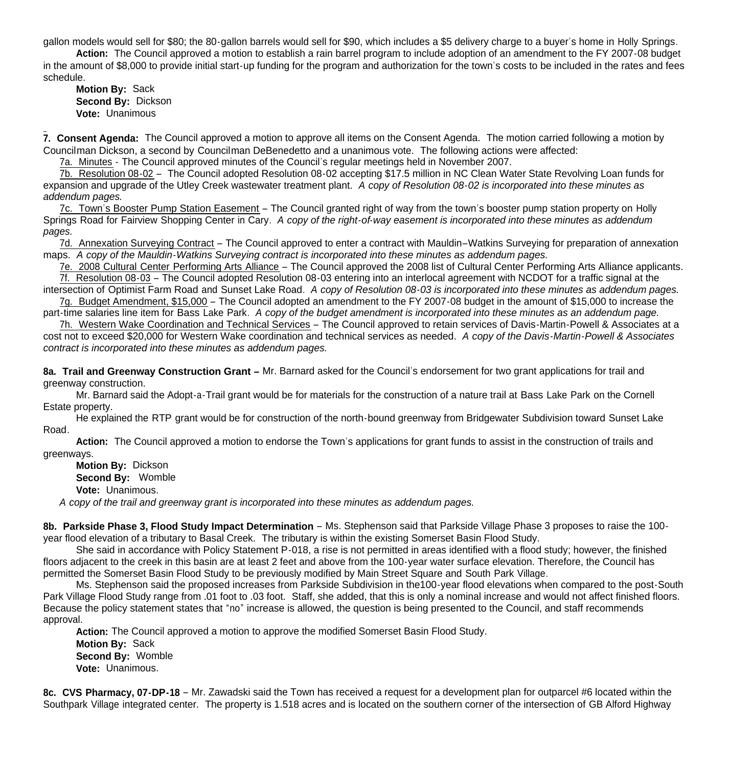gallon models would sell for $80; the 80-gallon barrels would sell for $90, which includes a $5 delivery charge to a buyer's home in Holly Springs.

**Action:** The Council approved a motion to establish a rain barrel program to include adoption of an amendment to the FY 2007-08 budget in the amount of $8,000 to provide initial start-up funding for the program and authorization for the town's costs to be included in the rates and fees schedule.

**Motion By:** Sack
**Second By:** Dickson
**Vote:** Unanimous

**7. Consent Agenda:** The Council approved a motion to approve all items on the Consent Agenda. The motion carried following a motion by Councilman Dickson, a second by Councilman DeBenedetto and a unanimous vote. The following actions were affected:

7a. Minutes - The Council approved minutes of the Council's regular meetings held in November 2007.

7b. Resolution 08-02 – The Council adopted Resolution 08-02 accepting $17.5 million in NC Clean Water State Revolving Loan funds for expansion and upgrade of the Utley Creek wastewater treatment plant. *A copy of Resolution 08-02 is incorporated into these minutes as addendum pages.*

7c. Town's Booster Pump Station Easement – The Council granted right of way from the town's booster pump station property on Holly Springs Road for Fairview Shopping Center in Cary. *A copy of the right-of-way easement is incorporated into these minutes as addendum pages.*

7d. Annexation Surveying Contract – The Council approved to enter a contract with Mauldin–Watkins Surveying for preparation of annexation maps. *A copy of the Mauldin-Watkins Surveying contract is incorporated into these minutes as addendum pages.*

7e. 2008 Cultural Center Performing Arts Alliance – The Council approved the 2008 list of Cultural Center Performing Arts Alliance applicants.

7f. Resolution 08-03 – The Council adopted Resolution 08-03 entering into an interlocal agreement with NCDOT for a traffic signal at the intersection of Optimist Farm Road and Sunset Lake Road. *A copy of Resolution 08-03 is incorporated into these minutes as addendum pages.*

7g. Budget Amendment, $15,000 – The Council adopted an amendment to the FY 2007-08 budget in the amount of $15,000 to increase the part-time salaries line item for Bass Lake Park. *A copy of the budget amendment is incorporated into these minutes as an addendum page.*

7h. Western Wake Coordination and Technical Services – The Council approved to retain services of Davis-Martin-Powell & Associates at a cost not to exceed $20,000 for Western Wake coordination and technical services as needed. *A copy of the Davis-Martin-Powell & Associates contract is incorporated into these minutes as addendum pages.*

**8a. Trail and Greenway Construction Grant –** Mr. Barnard asked for the Council's endorsement for two grant applications for trail and greenway construction.

Mr. Barnard said the Adopt-a-Trail grant would be for materials for the construction of a nature trail at Bass Lake Park on the Cornell Estate property.

He explained the RTP grant would be for construction of the north-bound greenway from Bridgewater Subdivision toward Sunset Lake Road.

**Action:** The Council approved a motion to endorse the Town's applications for grant funds to assist in the construction of trails and greenways.

**Motion By:** Dickson
**Second By:** Womble
**Vote:** Unanimous.

*A copy of the trail and greenway grant is incorporated into these minutes as addendum pages.*

**8b. Parkside Phase 3, Flood Study Impact Determination** – Ms. Stephenson said that Parkside Village Phase 3 proposes to raise the 100-year flood elevation of a tributary to Basal Creek. The tributary is within the existing Somerset Basin Flood Study.

She said in accordance with Policy Statement P-018, a rise is not permitted in areas identified with a flood study; however, the finished floors adjacent to the creek in this basin are at least 2 feet and above from the 100-year water surface elevation. Therefore, the Council has permitted the Somerset Basin Flood Study to be previously modified by Main Street Square and South Park Village.

Ms. Stephenson said the proposed increases from Parkside Subdivision in the100-year flood elevations when compared to the post-South Park Village Flood Study range from .01 foot to .03 foot. Staff, she added, that this is only a nominal increase and would not affect finished floors. Because the policy statement states that "no" increase is allowed, the question is being presented to the Council, and staff recommends approval.

**Action:** The Council approved a motion to approve the modified Somerset Basin Flood Study.
**Motion By:** Sack
**Second By:** Womble
**Vote:** Unanimous.

**8c. CVS Pharmacy, 07-DP-18** – Mr. Zawadski said the Town has received a request for a development plan for outparcel #6 located within the Southpark Village integrated center. The property is 1.518 acres and is located on the southern corner of the intersection of GB Alford Highway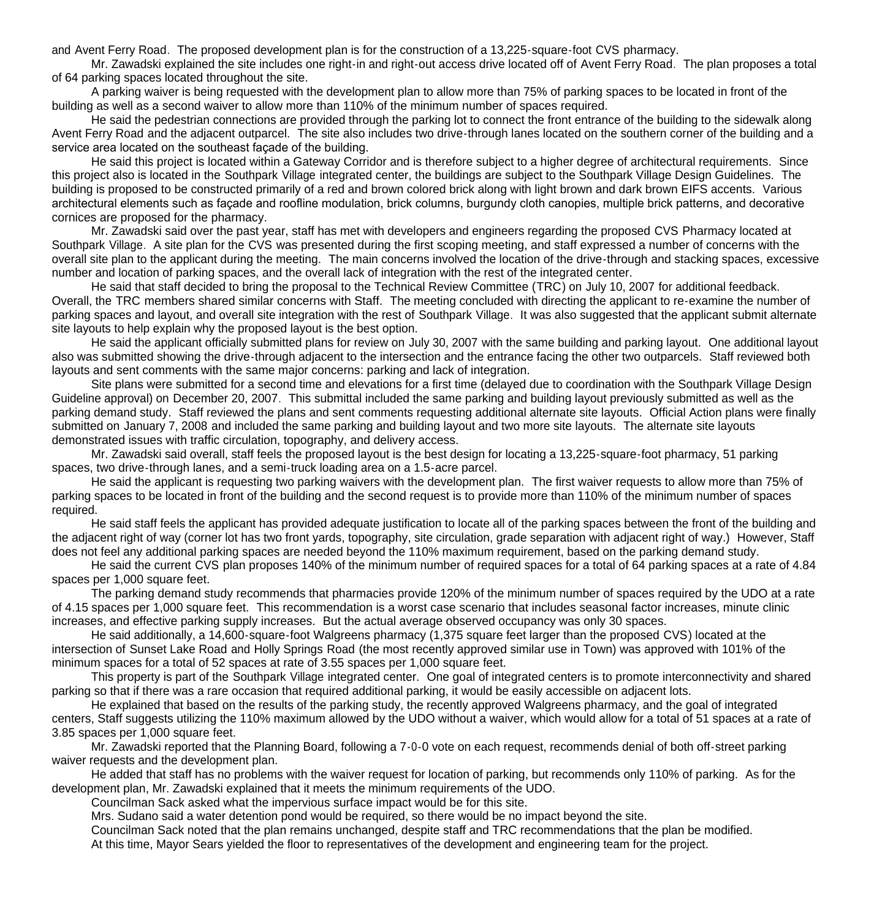and Avent Ferry Road. The proposed development plan is for the construction of a 13,225-square-foot CVS pharmacy.

Mr. Zawadski explained the site includes one right-in and right-out access drive located off of Avent Ferry Road. The plan proposes a total of 64 parking spaces located throughout the site.

A parking waiver is being requested with the development plan to allow more than 75% of parking spaces to be located in front of the building as well as a second waiver to allow more than 110% of the minimum number of spaces required.

He said the pedestrian connections are provided through the parking lot to connect the front entrance of the building to the sidewalk along Avent Ferry Road and the adjacent outparcel. The site also includes two drive-through lanes located on the southern corner of the building and a service area located on the southeast façade of the building.

He said this project is located within a Gateway Corridor and is therefore subject to a higher degree of architectural requirements. Since this project also is located in the Southpark Village integrated center, the buildings are subject to the Southpark Village Design Guidelines. The building is proposed to be constructed primarily of a red and brown colored brick along with light brown and dark brown EIFS accents. Various architectural elements such as façade and roofline modulation, brick columns, burgundy cloth canopies, multiple brick patterns, and decorative cornices are proposed for the pharmacy.

Mr. Zawadski said over the past year, staff has met with developers and engineers regarding the proposed CVS Pharmacy located at Southpark Village. A site plan for the CVS was presented during the first scoping meeting, and staff expressed a number of concerns with the overall site plan to the applicant during the meeting. The main concerns involved the location of the drive-through and stacking spaces, excessive number and location of parking spaces, and the overall lack of integration with the rest of the integrated center.

He said that staff decided to bring the proposal to the Technical Review Committee (TRC) on July 10, 2007 for additional feedback. Overall, the TRC members shared similar concerns with Staff. The meeting concluded with directing the applicant to re-examine the number of parking spaces and layout, and overall site integration with the rest of Southpark Village. It was also suggested that the applicant submit alternate site layouts to help explain why the proposed layout is the best option.

He said the applicant officially submitted plans for review on July 30, 2007 with the same building and parking layout. One additional layout also was submitted showing the drive-through adjacent to the intersection and the entrance facing the other two outparcels. Staff reviewed both layouts and sent comments with the same major concerns: parking and lack of integration.

Site plans were submitted for a second time and elevations for a first time (delayed due to coordination with the Southpark Village Design Guideline approval) on December 20, 2007. This submittal included the same parking and building layout previously submitted as well as the parking demand study. Staff reviewed the plans and sent comments requesting additional alternate site layouts. Official Action plans were finally submitted on January 7, 2008 and included the same parking and building layout and two more site layouts. The alternate site layouts demonstrated issues with traffic circulation, topography, and delivery access.

Mr. Zawadski said overall, staff feels the proposed layout is the best design for locating a 13,225-square-foot pharmacy, 51 parking spaces, two drive-through lanes, and a semi-truck loading area on a 1.5-acre parcel.

He said the applicant is requesting two parking waivers with the development plan. The first waiver requests to allow more than 75% of parking spaces to be located in front of the building and the second request is to provide more than 110% of the minimum number of spaces required.

He said staff feels the applicant has provided adequate justification to locate all of the parking spaces between the front of the building and the adjacent right of way (corner lot has two front yards, topography, site circulation, grade separation with adjacent right of way.) However, Staff does not feel any additional parking spaces are needed beyond the 110% maximum requirement, based on the parking demand study.

He said the current CVS plan proposes 140% of the minimum number of required spaces for a total of 64 parking spaces at a rate of 4.84 spaces per 1,000 square feet.

The parking demand study recommends that pharmacies provide 120% of the minimum number of spaces required by the UDO at a rate of 4.15 spaces per 1,000 square feet. This recommendation is a worst case scenario that includes seasonal factor increases, minute clinic increases, and effective parking supply increases. But the actual average observed occupancy was only 30 spaces.

He said additionally, a 14,600-square-foot Walgreens pharmacy (1,375 square feet larger than the proposed CVS) located at the intersection of Sunset Lake Road and Holly Springs Road (the most recently approved similar use in Town) was approved with 101% of the minimum spaces for a total of 52 spaces at rate of 3.55 spaces per 1,000 square feet.

This property is part of the Southpark Village integrated center. One goal of integrated centers is to promote interconnectivity and shared parking so that if there was a rare occasion that required additional parking, it would be easily accessible on adjacent lots.

He explained that based on the results of the parking study, the recently approved Walgreens pharmacy, and the goal of integrated centers, Staff suggests utilizing the 110% maximum allowed by the UDO without a waiver, which would allow for a total of 51 spaces at a rate of 3.85 spaces per 1,000 square feet.

Mr. Zawadski reported that the Planning Board, following a 7-0-0 vote on each request, recommends denial of both off-street parking waiver requests and the development plan.

He added that staff has no problems with the waiver request for location of parking, but recommends only 110% of parking. As for the development plan, Mr. Zawadski explained that it meets the minimum requirements of the UDO.

Councilman Sack asked what the impervious surface impact would be for this site.

Mrs. Sudano said a water detention pond would be required, so there would be no impact beyond the site.

Councilman Sack noted that the plan remains unchanged, despite staff and TRC recommendations that the plan be modified.

At this time, Mayor Sears yielded the floor to representatives of the development and engineering team for the project.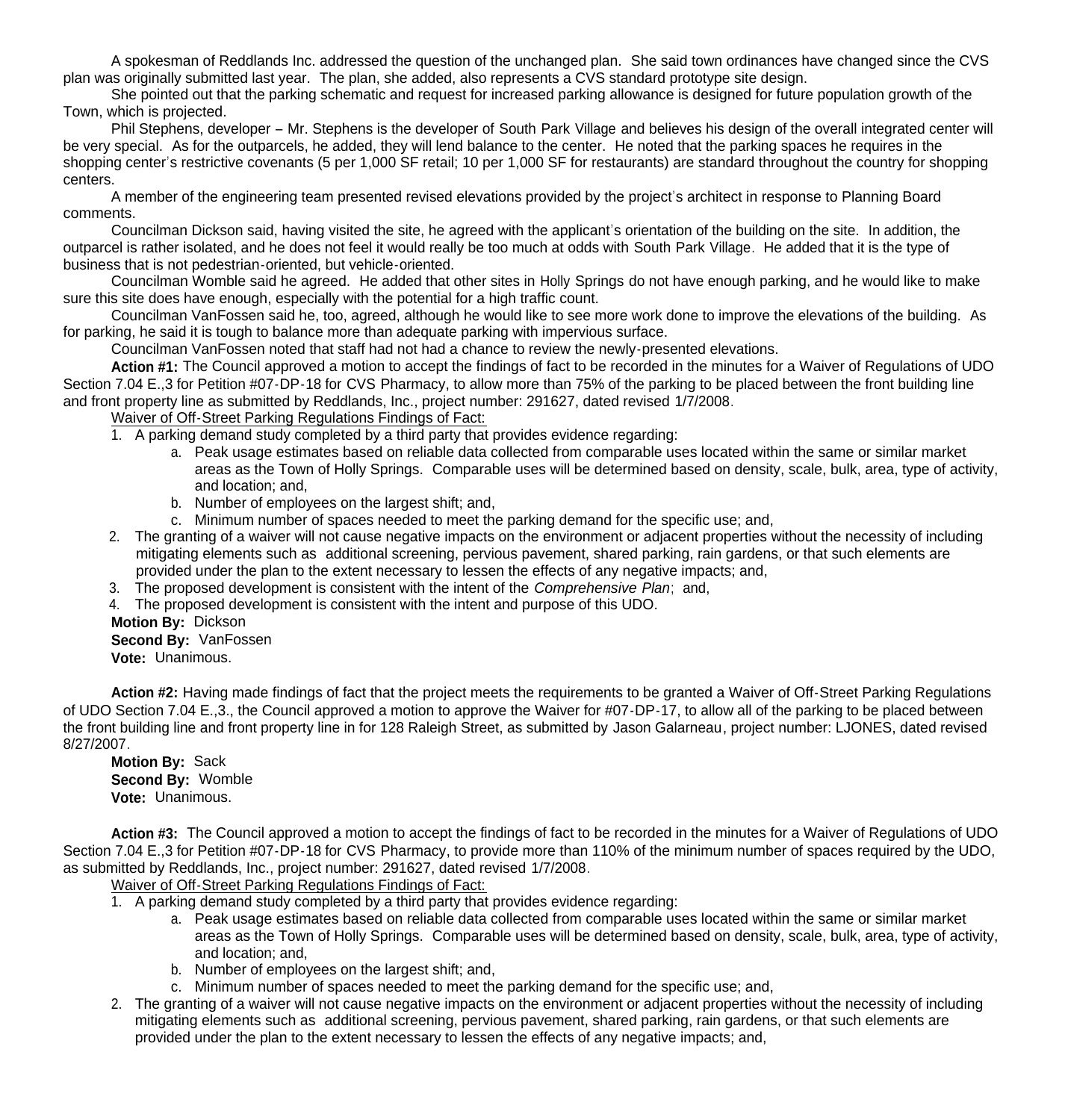A spokesman of Reddlands Inc. addressed the question of the unchanged plan. She said town ordinances have changed since the CVS plan was originally submitted last year. The plan, she added, also represents a CVS standard prototype site design.

She pointed out that the parking schematic and request for increased parking allowance is designed for future population growth of the Town, which is projected.

Phil Stephens, developer – Mr. Stephens is the developer of South Park Village and believes his design of the overall integrated center will be very special. As for the outparcels, he added, they will lend balance to the center. He noted that the parking spaces he requires in the shopping center's restrictive covenants (5 per 1,000 SF retail; 10 per 1,000 SF for restaurants) are standard throughout the country for shopping centers.

A member of the engineering team presented revised elevations provided by the project's architect in response to Planning Board comments.

Councilman Dickson said, having visited the site, he agreed with the applicant's orientation of the building on the site. In addition, the outparcel is rather isolated, and he does not feel it would really be too much at odds with South Park Village. He added that it is the type of business that is not pedestrian-oriented, but vehicle-oriented.

Councilman Womble said he agreed. He added that other sites in Holly Springs do not have enough parking, and he would like to make sure this site does have enough, especially with the potential for a high traffic count.

Councilman VanFossen said he, too, agreed, although he would like to see more work done to improve the elevations of the building. As for parking, he said it is tough to balance more than adequate parking with impervious surface.

Councilman VanFossen noted that staff had not had a chance to review the newly-presented elevations.

**Action #1:** The Council approved a motion to accept the findings of fact to be recorded in the minutes for a Waiver of Regulations of UDO Section 7.04 E.,3 for Petition #07-DP-18 for CVS Pharmacy, to allow more than 75% of the parking to be placed between the front building line and front property line as submitted by Reddlands, Inc., project number: 291627, dated revised 1/7/2008.

Waiver of Off-Street Parking Regulations Findings of Fact:

1. A parking demand study completed by a third party that provides evidence regarding:
   a. Peak usage estimates based on reliable data collected from comparable uses located within the same or similar market areas as the Town of Holly Springs. Comparable uses will be determined based on density, scale, bulk, area, type of activity, and location; and,
   b. Number of employees on the largest shift; and,
   c. Minimum number of spaces needed to meet the parking demand for the specific use; and,
2. The granting of a waiver will not cause negative impacts on the environment or adjacent properties without the necessity of including mitigating elements such as additional screening, pervious pavement, shared parking, rain gardens, or that such elements are provided under the plan to the extent necessary to lessen the effects of any negative impacts; and,
3. The proposed development is consistent with the intent of the *Comprehensive Plan*; and,
4. The proposed development is consistent with the intent and purpose of this UDO.

**Motion By:** Dickson
**Second By:** VanFossen
**Vote:** Unanimous.

**Action #2:** Having made findings of fact that the project meets the requirements to be granted a Waiver of Off-Street Parking Regulations of UDO Section 7.04 E.,3., the Council approved a motion to approve the Waiver for #07-DP-17, to allow all of the parking to be placed between the front building line and front property line in for 128 Raleigh Street, as submitted by Jason Galarneau, project number: LJONES, dated revised 8/27/2007.

**Motion By:** Sack
**Second By:** Womble
**Vote:** Unanimous.

**Action #3:** The Council approved a motion to accept the findings of fact to be recorded in the minutes for a Waiver of Regulations of UDO Section 7.04 E.,3 for Petition #07-DP-18 for CVS Pharmacy, to provide more than 110% of the minimum number of spaces required by the UDO, as submitted by Reddlands, Inc., project number: 291627, dated revised 1/7/2008.

Waiver of Off-Street Parking Regulations Findings of Fact:

1. A parking demand study completed by a third party that provides evidence regarding:
   a. Peak usage estimates based on reliable data collected from comparable uses located within the same or similar market areas as the Town of Holly Springs. Comparable uses will be determined based on density, scale, bulk, area, type of activity, and location; and,
   b. Number of employees on the largest shift; and,
   c. Minimum number of spaces needed to meet the parking demand for the specific use; and,
2. The granting of a waiver will not cause negative impacts on the environment or adjacent properties without the necessity of including mitigating elements such as additional screening, pervious pavement, shared parking, rain gardens, or that such elements are provided under the plan to the extent necessary to lessen the effects of any negative impacts; and,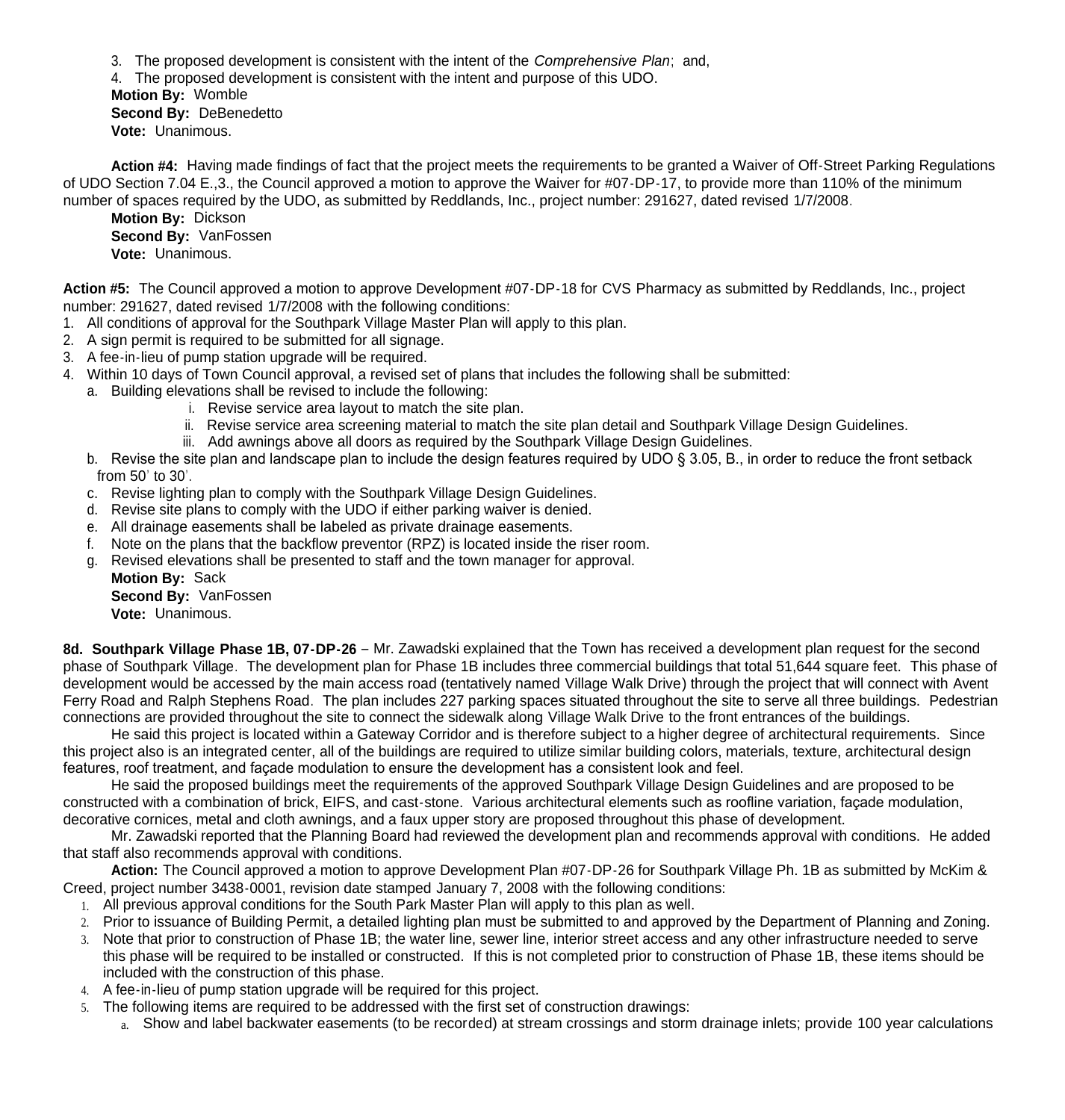3. The proposed development is consistent with the intent of the *Comprehensive Plan*; and,
4. The proposed development is consistent with the intent and purpose of this UDO.

**Motion By:** Womble
**Second By:** DeBenedetto
**Vote:** Unanimous.

**Action #4:** Having made findings of fact that the project meets the requirements to be granted a Waiver of Off-Street Parking Regulations of UDO Section 7.04 E.,3., the Council approved a motion to approve the Waiver for #07-DP-17, to provide more than 110% of the minimum number of spaces required by the UDO, as submitted by Reddlands, Inc., project number: 291627, dated revised 1/7/2008.

**Motion By:** Dickson
**Second By:** VanFossen
**Vote:** Unanimous.

**Action #5:** The Council approved a motion to approve Development #07-DP-18 for CVS Pharmacy as submitted by Reddlands, Inc., project number: 291627, dated revised 1/7/2008 with the following conditions:

1. All conditions of approval for the Southpark Village Master Plan will apply to this plan.
2. A sign permit is required to be submitted for all signage.
3. A fee-in-lieu of pump station upgrade will be required.
4. Within 10 days of Town Council approval, a revised set of plans that includes the following shall be submitted:
   a. Building elevations shall be revised to include the following:
      i. Revise service area layout to match the site plan.
      ii. Revise service area screening material to match the site plan detail and Southpark Village Design Guidelines.
      iii. Add awnings above all doors as required by the Southpark Village Design Guidelines.
   b. Revise the site plan and landscape plan to include the design features required by UDO § 3.05, B., in order to reduce the front setback from 50' to 30'.
   c. Revise lighting plan to comply with the Southpark Village Design Guidelines.
   d. Revise site plans to comply with the UDO if either parking waiver is denied.
   e. All drainage easements shall be labeled as private drainage easements.
   f. Note on the plans that the backflow preventor (RPZ) is located inside the riser room.
   g. Revised elevations shall be presented to staff and the town manager for approval.

**Motion By:** Sack
**Second By:** VanFossen
**Vote:** Unanimous.

**8d. Southpark Village Phase 1B, 07-DP-26** – Mr. Zawadski explained that the Town has received a development plan request for the second phase of Southpark Village. The development plan for Phase 1B includes three commercial buildings that total 51,644 square feet. This phase of development would be accessed by the main access road (tentatively named Village Walk Drive) through the project that will connect with Avent Ferry Road and Ralph Stephens Road. The plan includes 227 parking spaces situated throughout the site to serve all three buildings. Pedestrian connections are provided throughout the site to connect the sidewalk along Village Walk Drive to the front entrances of the buildings.

He said this project is located within a Gateway Corridor and is therefore subject to a higher degree of architectural requirements. Since this project also is an integrated center, all of the buildings are required to utilize similar building colors, materials, texture, architectural design features, roof treatment, and façade modulation to ensure the development has a consistent look and feel.

He said the proposed buildings meet the requirements of the approved Southpark Village Design Guidelines and are proposed to be constructed with a combination of brick, EIFS, and cast-stone. Various architectural elements such as roofline variation, façade modulation, decorative cornices, metal and cloth awnings, and a faux upper story are proposed throughout this phase of development.

Mr. Zawadski reported that the Planning Board had reviewed the development plan and recommends approval with conditions. He added that staff also recommends approval with conditions.

**Action:** The Council approved a motion to approve Development Plan #07-DP-26 for Southpark Village Ph. 1B as submitted by McKim & Creed, project number 3438-0001, revision date stamped January 7, 2008 with the following conditions:

1. All previous approval conditions for the South Park Master Plan will apply to this plan as well.
2. Prior to issuance of Building Permit, a detailed lighting plan must be submitted to and approved by the Department of Planning and Zoning.
3. Note that prior to construction of Phase 1B; the water line, sewer line, interior street access and any other infrastructure needed to serve this phase will be required to be installed or constructed. If this is not completed prior to construction of Phase 1B, these items should be included with the construction of this phase.
4. A fee-in-lieu of pump station upgrade will be required for this project.
5. The following items are required to be addressed with the first set of construction drawings:
   a. Show and label backwater easements (to be recorded) at stream crossings and storm drainage inlets; provide 100 year calculations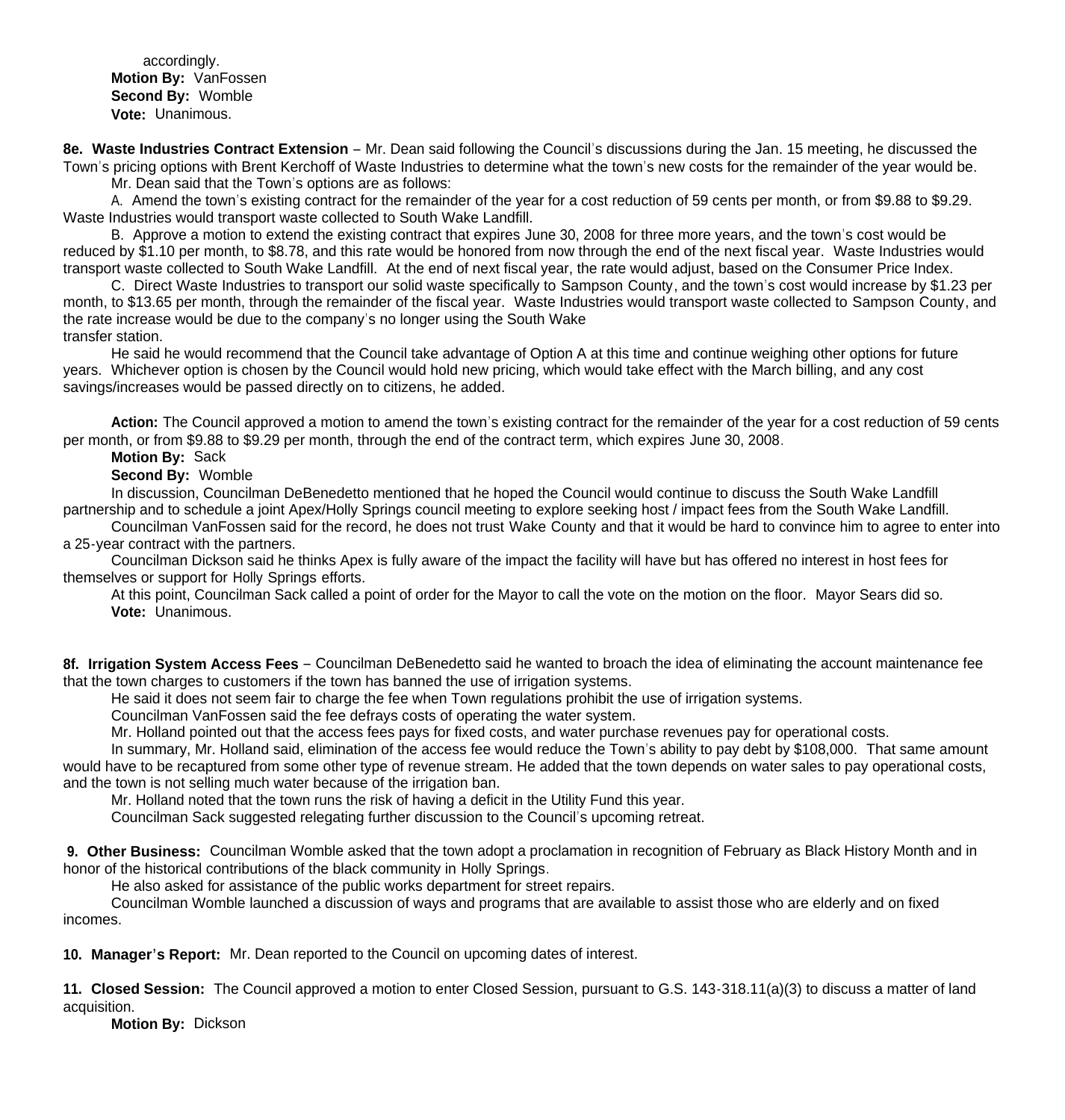accordingly.

**Motion By:** VanFossen
**Second By:** Womble
**Vote:** Unanimous.

**8e. Waste Industries Contract Extension** – Mr. Dean said following the Council's discussions during the Jan. 15 meeting, he discussed the Town's pricing options with Brent Kerchoff of Waste Industries to determine what the town's new costs for the remainder of the year would be.

Mr. Dean said that the Town's options are as follows:

A. Amend the town's existing contract for the remainder of the year for a cost reduction of 59 cents per month, or from $9.88 to $9.29. Waste Industries would transport waste collected to South Wake Landfill.

B. Approve a motion to extend the existing contract that expires June 30, 2008 for three more years, and the town's cost would be reduced by $1.10 per month, to $8.78, and this rate would be honored from now through the end of the next fiscal year. Waste Industries would transport waste collected to South Wake Landfill. At the end of next fiscal year, the rate would adjust, based on the Consumer Price Index.

C. Direct Waste Industries to transport our solid waste specifically to Sampson County, and the town's cost would increase by $1.23 per month, to $13.65 per month, through the remainder of the fiscal year. Waste Industries would transport waste collected to Sampson County, and the rate increase would be due to the company's no longer using the South Wake transfer station.

He said he would recommend that the Council take advantage of Option A at this time and continue weighing other options for future years. Whichever option is chosen by the Council would hold new pricing, which would take effect with the March billing, and any cost savings/increases would be passed directly on to citizens, he added.

**Action:** The Council approved a motion to amend the town's existing contract for the remainder of the year for a cost reduction of 59 cents per month, or from $9.88 to $9.29 per month, through the end of the contract term, which expires June 30, 2008.

**Motion By:** Sack
**Second By:** Womble

In discussion, Councilman DeBenedetto mentioned that he hoped the Council would continue to discuss the South Wake Landfill partnership and to schedule a joint Apex/Holly Springs council meeting to explore seeking host / impact fees from the South Wake Landfill.

Councilman VanFossen said for the record, he does not trust Wake County and that it would be hard to convince him to agree to enter into a 25-year contract with the partners.

Councilman Dickson said he thinks Apex is fully aware of the impact the facility will have but has offered no interest in host fees for themselves or support for Holly Springs efforts.

At this point, Councilman Sack called a point of order for the Mayor to call the vote on the motion on the floor. Mayor Sears did so.

**Vote:** Unanimous.

**8f. Irrigation System Access Fees** – Councilman DeBenedetto said he wanted to broach the idea of eliminating the account maintenance fee that the town charges to customers if the town has banned the use of irrigation systems.

He said it does not seem fair to charge the fee when Town regulations prohibit the use of irrigation systems.

Councilman VanFossen said the fee defrays costs of operating the water system.

Mr. Holland pointed out that the access fees pays for fixed costs, and water purchase revenues pay for operational costs.

In summary, Mr. Holland said, elimination of the access fee would reduce the Town's ability to pay debt by $108,000. That same amount would have to be recaptured from some other type of revenue stream. He added that the town depends on water sales to pay operational costs, and the town is not selling much water because of the irrigation ban.

Mr. Holland noted that the town runs the risk of having a deficit in the Utility Fund this year.

Councilman Sack suggested relegating further discussion to the Council's upcoming retreat.

**9. Other Business:** Councilman Womble asked that the town adopt a proclamation in recognition of February as Black History Month and in honor of the historical contributions of the black community in Holly Springs.

He also asked for assistance of the public works department for street repairs.

Councilman Womble launched a discussion of ways and programs that are available to assist those who are elderly and on fixed incomes.

**10. Manager's Report:** Mr. Dean reported to the Council on upcoming dates of interest.

**11. Closed Session:** The Council approved a motion to enter Closed Session, pursuant to G.S. 143-318.11(a)(3) to discuss a matter of land acquisition.

**Motion By:** Dickson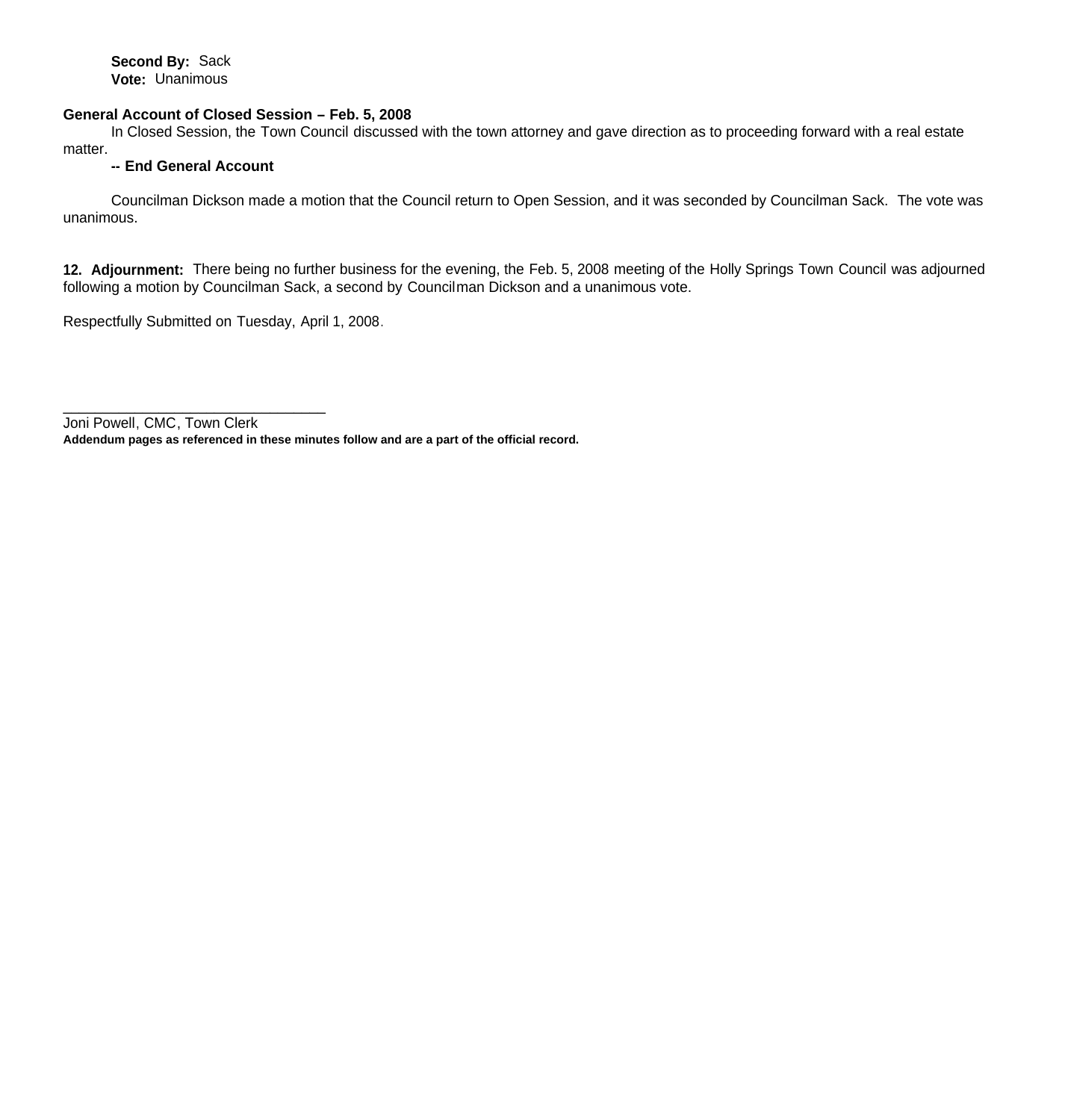**Second By:** Sack
**Vote:** Unanimous

**General Account of Closed Session – Feb. 5, 2008**

In Closed Session, the Town Council discussed with the town attorney and gave direction as to proceeding forward with a real estate matter.

**-- End General Account**

Councilman Dickson made a motion that the Council return to Open Session, and it was seconded by Councilman Sack. The vote was unanimous.

**12. Adjournment:** There being no further business for the evening, the Feb. 5, 2008 meeting of the Holly Springs Town Council was adjourned following a motion by Councilman Sack, a second by Councilman Dickson and a unanimous vote.

Respectfully Submitted on Tuesday, April 1, 2008.

\_\_\_\_\_\_\_\_\_\_\_\_\_\_\_\_\_\_\_\_\_\_\_\_\_\_\_\_\_\_\_\_\_\_

Joni Powell, CMC, Town Clerk

**Addendum pages as referenced in these minutes follow and are a part of the official record.**